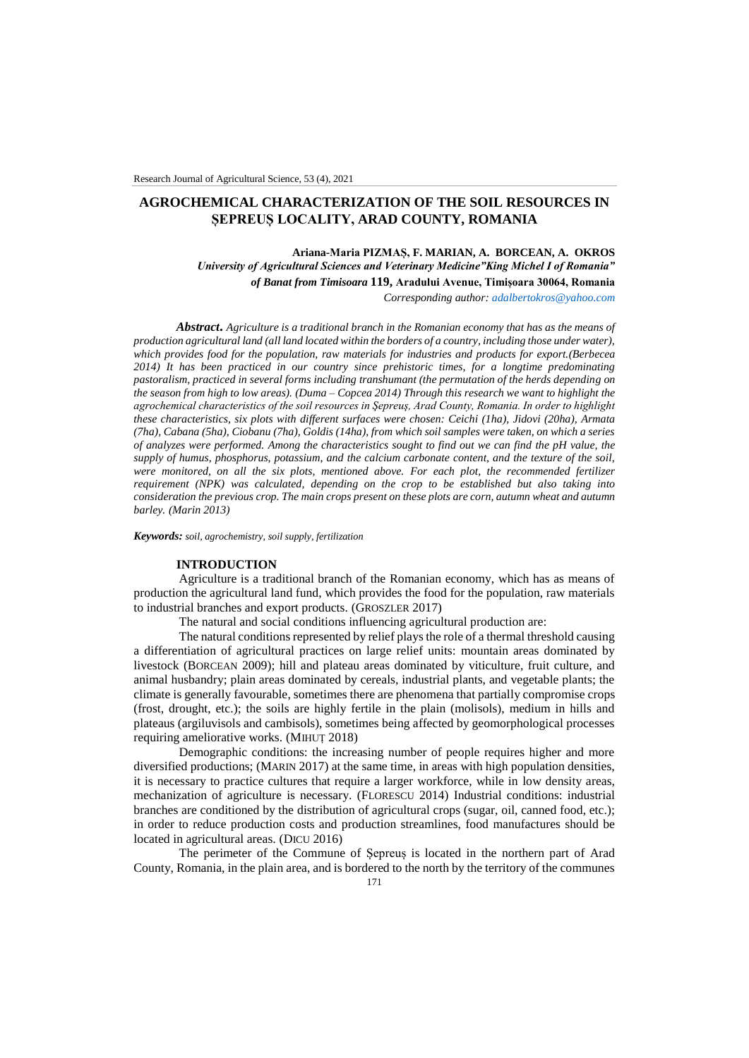# AGROCHEMICAL CHARACTERIZATION OF THE SOIL RESOURCES IN ȘEPREUȘ LOCALITY, ARAD COUNTY, ROMANIA

**Ariana-Maria PIZMAȘ, F. MARIAN, A. BORCEAN, A. OKROS**

***University of Agricultural Sciences and Veterinary Medicine"King Michel I of Romania" of Banat from Timisoara* 119, Aradului Avenue, Timișoara 30064, Romania**

*Corresponding author: adalbertokros@yahoo.com*

***Abstract**. Agriculture is a traditional branch in the Romanian economy that has as the means of production agricultural land (all land located within the borders of a country, including those under water), which provides food for the population, raw materials for industries and products for export.(Berbecea 2014) It has been practiced in our country since prehistoric times, for a longtime predominating pastoralism, practiced in several forms including transhumant (the permutation of the herds depending on the season from high to low areas). (Duma – Copcea 2014) Through this research we want to highlight the agrochemical characteristics of the soil resources in Șepreuș, Arad County, Romania. In order to highlight these characteristics, six plots with different surfaces were chosen: Ceichi (1ha), Jidovi (20ha), Armata (7ha), Cabana (5ha), Ciobanu (7ha), Goldis (14ha), from which soil samples were taken, on which a series of analyzes were performed. Among the characteristics sought to find out we can find the pH value, the supply of humus, phosphorus, potassium, and the calcium carbonate content, and the texture of the soil, were monitored, on all the six plots, mentioned above. For each plot, the recommended fertilizer requirement (NPK) was calculated, depending on the crop to be established but also taking into consideration the previous crop. The main crops present on these plots are corn, autumn wheat and autumn barley. (Marin 2013)*

***Keywords:** soil, agrochemistry, soil supply, fertilization*

## INTRODUCTION

Agriculture is a traditional branch of the Romanian economy, which has as means of production the agricultural land fund, which provides the food for the population, raw materials to industrial branches and export products. (GROSZLER 2017)

The natural and social conditions influencing agricultural production are:

The natural conditions represented by relief plays the role of a thermal threshold causing a differentiation of agricultural practices on large relief units: mountain areas dominated by livestock (BORCEAN 2009); hill and plateau areas dominated by viticulture, fruit culture, and animal husbandry; plain areas dominated by cereals, industrial plants, and vegetable plants; the climate is generally favourable, sometimes there are phenomena that partially compromise crops (frost, drought, etc.); the soils are highly fertile in the plain (molisols), medium in hills and plateaus (argiluvisols and cambisols), sometimes being affected by geomorphological processes requiring ameliorative works. (MIHUȚ 2018)

Demographic conditions: the increasing number of people requires higher and more diversified productions; (MARIN 2017) at the same time, in areas with high population densities, it is necessary to practice cultures that require a larger workforce, while in low density areas, mechanization of agriculture is necessary. (FLORESCU 2014) Industrial conditions: industrial branches are conditioned by the distribution of agricultural crops (sugar, oil, canned food, etc.); in order to reduce production costs and production streamlines, food manufactures should be located in agricultural areas. (DICU 2016)

The perimeter of the Commune of Șepreuș is located in the northern part of Arad County, Romania, in the plain area, and is bordered to the north by the territory of the communes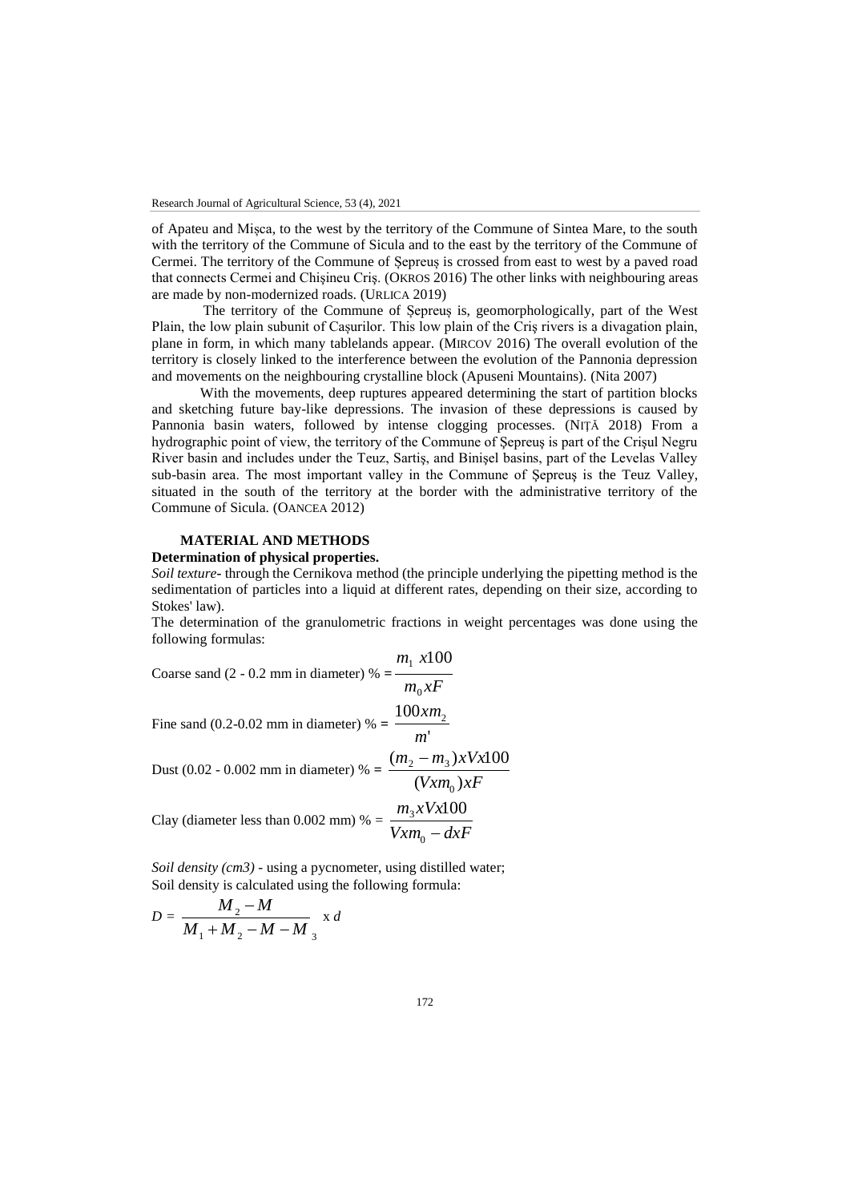of Apateu and Mişca, to the west by the territory of the Commune of Sintea Mare, to the south with the territory of the Commune of Sicula and to the east by the territory of the Commune of Cermei. The territory of the Commune of Şepreuş is crossed from east to west by a paved road that connects Cermei and Chişineu Criş. (OKROS 2016) The other links with neighbouring areas are made by non-modernized roads. (URLICA 2019)

The territory of the Commune of Şepreuş is, geomorphologically, part of the West Plain, the low plain subunit of Caşurilor. This low plain of the Criş rivers is a divagation plain, plane in form, in which many tablelands appear. (MIRCOV 2016) The overall evolution of the territory is closely linked to the interference between the evolution of the Pannonia depression and movements on the neighbouring crystalline block (Apuseni Mountains). (Nita 2007)

With the movements, deep ruptures appeared determining the start of partition blocks and sketching future bay-like depressions. The invasion of these depressions is caused by Pannonia basin waters, followed by intense clogging processes. (NIŢĂ 2018) From a hydrographic point of view, the territory of the Commune of Şepreuş is part of the Crişul Negru River basin and includes under the Teuz, Sartiş, and Binişel basins, part of the Levelas Valley sub-basin area. The most important valley in the Commune of Şepreuş is the Teuz Valley, situated in the south of the territory at the border with the administrative territory of the Commune of Sicula. (OANCEA 2012)

## MATERIAL AND METHODS

**Determination of physical properties.**

*Soil texture*- through the Cernikova method (the principle underlying the pipetting method is the sedimentation of particles into a liquid at different rates, depending on their size, according to Stokes' law).

The determination of the granulometric fractions in weight percentages was done using the following formulas:

Coarse sand (2 - 0.2 mm in diameter) % = $\dfrac{m_1\ x100}{m_0 xF}$

Fine sand (0.2-0.02 mm in diameter) % = $\dfrac{100xm_2}{m'}$

Dust (0.02 - 0.002 mm in diameter) % = $\dfrac{(m_2 - m_3)xVx100}{(Vxm_0)xF}$

Clay (diameter less than 0.002 mm) % = $\dfrac{m_3 xVx100}{Vxm_0 - dxF}$

*Soil density (cm3)* - using a pycnometer, using distilled water;

Soil density is calculated using the following formula:

$$D = \frac{M_2 - M}{M_1 + M_2 - M - M_3} \text{ x } d$$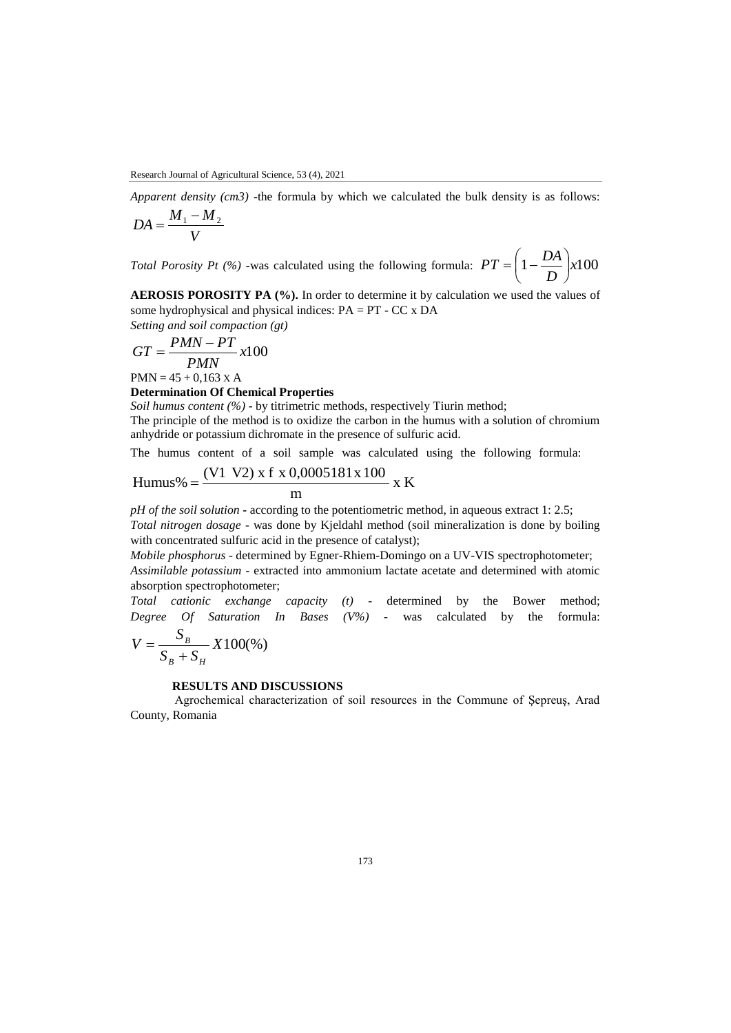*Apparent density (cm3)* -the formula by which we calculated the bulk density is as follows:

$$DA = \frac{M_1 - M_2}{V}$$

*Total Porosity Pt (%)* -was calculated using the following formula: $PT = \left(1 - \frac{DA}{D}\right) x100$

**AEROSIS POROSITY PA (%).** In order to determine it by calculation we used the values of some hydrophysical and physical indices: PA = PT - CC x DA

*Setting and soil compaction (gt)*

$$GT = \frac{PMN - PT}{PMN} x100$$

PMN = 45 + 0,163 x A

**Determination Of Chemical Properties**

*Soil humus content (%)* - by titrimetric methods, respectively Tiurin method;

The principle of the method is to oxidize the carbon in the humus with a solution of chromium anhydride or potassium dichromate in the presence of sulfuric acid.

The humus content of a soil sample was calculated using the following formula:

$$\text{Humus\%} = \frac{(\text{V1 V2}) \text{ x f x } 0{,}0005181 \text{ x } 100}{\text{m}} \text{ x K}$$

*pH of the soil solution* **-** according to the potentiometric method, in aqueous extract 1: 2.5;

*Total nitrogen dosage* - was done by Kjeldahl method (soil mineralization is done by boiling with concentrated sulfuric acid in the presence of catalyst);

*Mobile phosphorus* - determined by Egner-Rhiem-Domingo on a UV-VIS spectrophotometer;

*Assimilable potassium* - extracted into ammonium lactate acetate and determined with atomic absorption spectrophotometer;

*Total cationic exchange capacity (t)* - determined by the Bower method; *Degree Of Saturation In Bases (V%)* - was calculated by the formula:

$$V = \frac{S_B}{S_B + S_H} X100(\%)$$

**RESULTS AND DISCUSSIONS**

Agrochemical characterization of soil resources in the Commune of Șepreuș, Arad County, Romania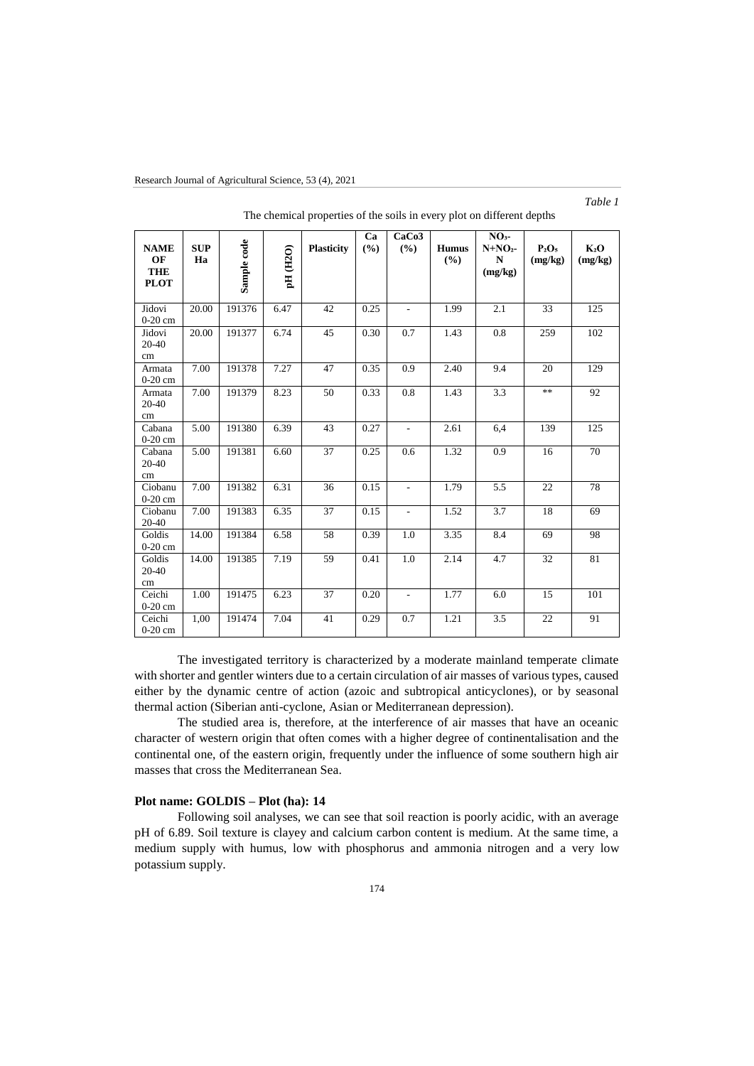*Table 1*

The chemical properties of the soils in every plot on different depths

| NAME OF THE PLOT | SUP Ha | Sample code | pH (H2O) | Plasticity | Ca (%) | CaCo3 (%) | Humus (%) | $NO_3$-N+$NO_2$-N (mg/kg) | $P_2O_5$ (mg/kg) | $K_2O$ (mg/kg) |
|---|---|---|---|---|---|---|---|---|---|---|
| Jidovi 0-20 cm | 20.00 | 191376 | 6.47 | 42 | 0.25 | - | 1.99 | 2.1 | 33 | 125 |
| Jidovi 20-40 cm | 20.00 | 191377 | 6.74 | 45 | 0.30 | 0.7 | 1.43 | 0.8 | 259 | 102 |
| Armata 0-20 cm | 7.00 | 191378 | 7.27 | 47 | 0.35 | 0.9 | 2.40 | 9.4 | 20 | 129 |
| Armata 20-40 cm | 7.00 | 191379 | 8.23 | 50 | 0.33 | 0.8 | 1.43 | 3.3 | ** | 92 |
| Cabana 0-20 cm | 5.00 | 191380 | 6.39 | 43 | 0.27 | - | 2.61 | 6,4 | 139 | 125 |
| Cabana 20-40 cm | 5.00 | 191381 | 6.60 | 37 | 0.25 | 0.6 | 1.32 | 0.9 | 16 | 70 |
| Ciobanu 0-20 cm | 7.00 | 191382 | 6.31 | 36 | 0.15 | - | 1.79 | 5.5 | 22 | 78 |
| Ciobanu 20-40 | 7.00 | 191383 | 6.35 | 37 | 0.15 | - | 1.52 | 3.7 | 18 | 69 |
| Goldis 0-20 cm | 14.00 | 191384 | 6.58 | 58 | 0.39 | 1.0 | 3.35 | 8.4 | 69 | 98 |
| Goldis 20-40 cm | 14.00 | 191385 | 7.19 | 59 | 0.41 | 1.0 | 2.14 | 4.7 | 32 | 81 |
| Ceichi 0-20 cm | 1.00 | 191475 | 6.23 | 37 | 0.20 | - | 1.77 | 6.0 | 15 | 101 |
| Ceichi 0-20 cm | 1,00 | 191474 | 7.04 | 41 | 0.29 | 0.7 | 1.21 | 3.5 | 22 | 91 |

The investigated territory is characterized by a moderate mainland temperate climate with shorter and gentler winters due to a certain circulation of air masses of various types, caused either by the dynamic centre of action (azoic and subtropical anticyclones), or by seasonal thermal action (Siberian anti-cyclone, Asian or Mediterranean depression).

The studied area is, therefore, at the interference of air masses that have an oceanic character of western origin that often comes with a higher degree of continentalisation and the continental one, of the eastern origin, frequently under the influence of some southern high air masses that cross the Mediterranean Sea.

**Plot name: GOLDIS – Plot (ha): 14**

Following soil analyses, we can see that soil reaction is poorly acidic, with an average pH of 6.89. Soil texture is clayey and calcium carbon content is medium. At the same time, a medium supply with humus, low with phosphorus and ammonia nitrogen and a very low potassium supply.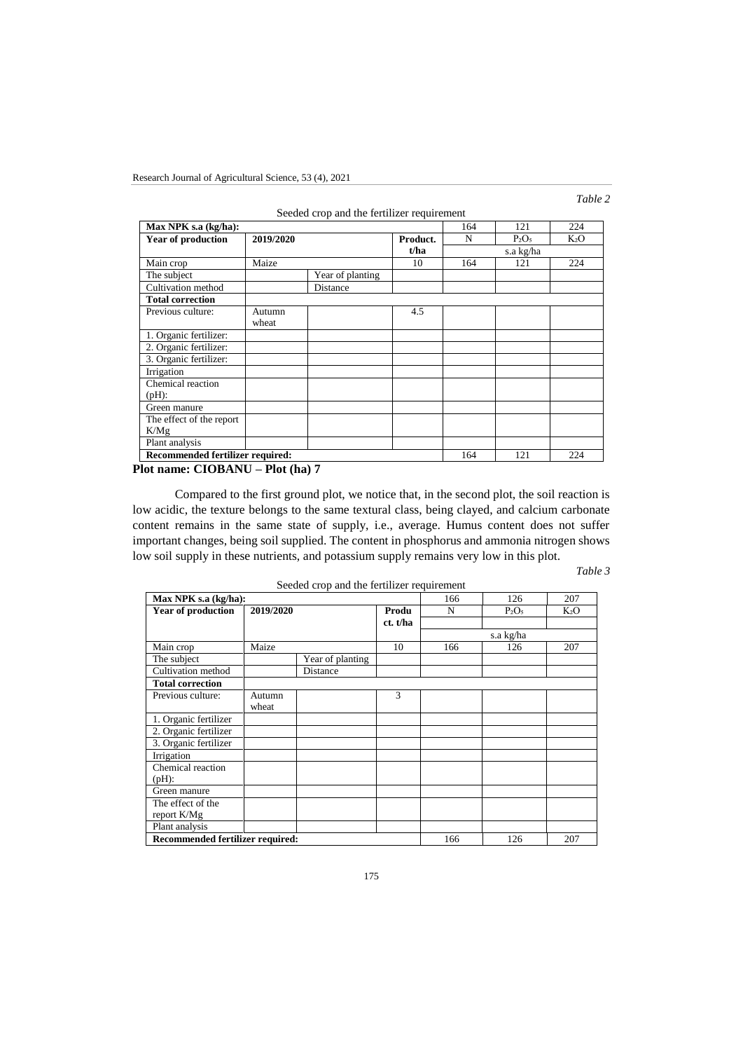*Table 2*

Seeded crop and the fertilizer requirement

| **Max NPK s.a (kg/ha):** | | | | 164 | 121 | 224 |
|---|---|---|---|---|---|---|
| **Year of production** | **2019/2020** | | **Product. t/ha** | N | $P_2O_5$ | $K_2O$ |
| | | | | s.a kg/ha | | |
| Main crop | Maize | | 10 | 164 | 121 | 224 |
| The subject | | Year of planting | | | | |
| Cultivation method | | Distance | | | | |
| **Total correction** | | | | | | |
| Previous culture: | Autumn wheat | | 4.5 | | | |
| 1. Organic fertilizer: | | | | | | |
| 2. Organic fertilizer: | | | | | | |
| 3. Organic fertilizer: | | | | | | |
| Irrigation | | | | | | |
| Chemical reaction (pH): | | | | | | |
| Green manure | | | | | | |
| The effect of the report K/Mg | | | | | | |
| Plant analysis | | | | | | |
| **Recommended fertilizer required:** | | | | 164 | 121 | 224 |

**Plot name: CIOBANU – Plot (ha) 7**

Compared to the first ground plot, we notice that, in the second plot, the soil reaction is low acidic, the texture belongs to the same textural class, being clayed, and calcium carbonate content remains in the same state of supply, i.e., average. Humus content does not suffer important changes, being soil supplied. The content in phosphorus and ammonia nitrogen shows low soil supply in these nutrients, and potassium supply remains very low in this plot.

*Table 3*

Seeded crop and the fertilizer requirement

| **Max NPK s.a (kg/ha):** | | | | 166 | 126 | 207 |
|---|---|---|---|---|---|---|
| **Year of production** | **2019/2020** | | **Product. t/ha** | N | $P_2O_5$ | $K_2O$ |
| | | | | s.a kg/ha | | |
| Main crop | Maize | | 10 | 166 | 126 | 207 |
| The subject | | Year of planting | | | | |
| Cultivation method | | Distance | | | | |
| **Total correction** | | | | | | |
| Previous culture: | Autumn wheat | | 3 | | | |
| 1. Organic fertilizer | | | | | | |
| 2. Organic fertilizer | | | | | | |
| 3. Organic fertilizer | | | | | | |
| Irrigation | | | | | | |
| Chemical reaction (pH): | | | | | | |
| Green manure | | | | | | |
| The effect of the report K/Mg | | | | | | |
| Plant analysis | | | | | | |
| **Recommended fertilizer required:** | | | | 166 | 126 | 207 |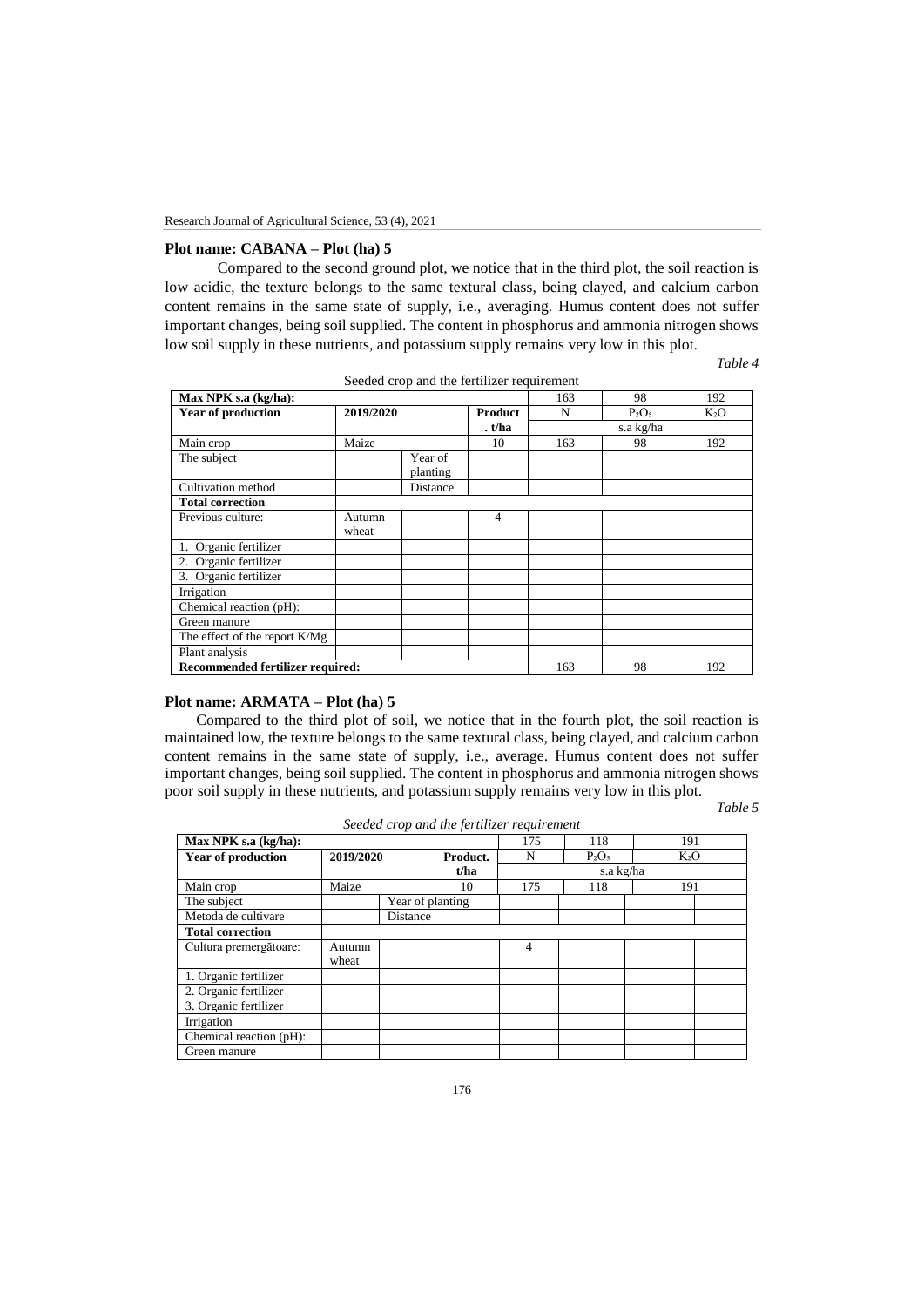## Plot name: CABANA – Plot (ha) 5

Compared to the second ground plot, we notice that in the third plot, the soil reaction is low acidic, the texture belongs to the same textural class, being clayed, and calcium carbon content remains in the same state of supply, i.e., averaging. Humus content does not suffer important changes, being soil supplied. The content in phosphorus and ammonia nitrogen shows low soil supply in these nutrients, and potassium supply remains very low in this plot.

*Table 4*

Seeded crop and the fertilizer requirement

| **Max NPK s.a (kg/ha):** | | | | 163 | 98 | 192 |
|---|---|---|---|---|---|---|
| **Year of production** | **2019/2020** | | **Product . t/ha** | N | $P_2O_5$ | $K_2O$ |
| | | | | s.a kg/ha | | |
| Main crop | Maize | | 10 | 163 | 98 | 192 |
| The subject | | Year of planting | | | | |
| Cultivation method | | Distance | | | | |
| **Total correction** | | | | | | |
| Previous culture: | Autumn wheat | | 4 | | | |
| 1. Organic fertilizer | | | | | | |
| 2. Organic fertilizer | | | | | | |
| 3. Organic fertilizer | | | | | | |
| Irrigation | | | | | | |
| Chemical reaction (pH): | | | | | | |
| Green manure | | | | | | |
| The effect of the report K/Mg | | | | | | |
| Plant analysis | | | | | | |
| **Recommended fertilizer required:** | | | | 163 | 98 | 192 |

## Plot name: ARMATA – Plot (ha) 5

Compared to the third plot of soil, we notice that in the fourth plot, the soil reaction is maintained low, the texture belongs to the same textural class, being clayed, and calcium carbon content remains in the same state of supply, i.e., average. Humus content does not suffer important changes, being soil supplied. The content in phosphorus and ammonia nitrogen shows poor soil supply in these nutrients, and potassium supply remains very low in this plot.

*Table 5*

*Seeded crop and the fertilizer requirement*

| **Max NPK s.a (kg/ha):** | | | | 175 | 118 | 191 |
|---|---|---|---|---|---|---|
| **Year of production** | **2019/2020** | | **Product. t/ha** | N | $P_2O_5$ | $K_2O$ |
| | | | | s.a kg/ha | | |
| Main crop | Maize | | 10 | 175 | 118 | 191 |
| The subject | | Year of planting | | | | |
| Metoda de cultivare | | Distance | | | | |
| **Total correction** | | | | | | |
| Cultura premergătoare: | Autumn wheat | | | 4 | | |
| 1. Organic fertilizer | | | | | | |
| 2. Organic fertilizer | | | | | | |
| 3. Organic fertilizer | | | | | | |
| Irrigation | | | | | | |
| Chemical reaction (pH): | | | | | | |
| Green manure | | | | | | |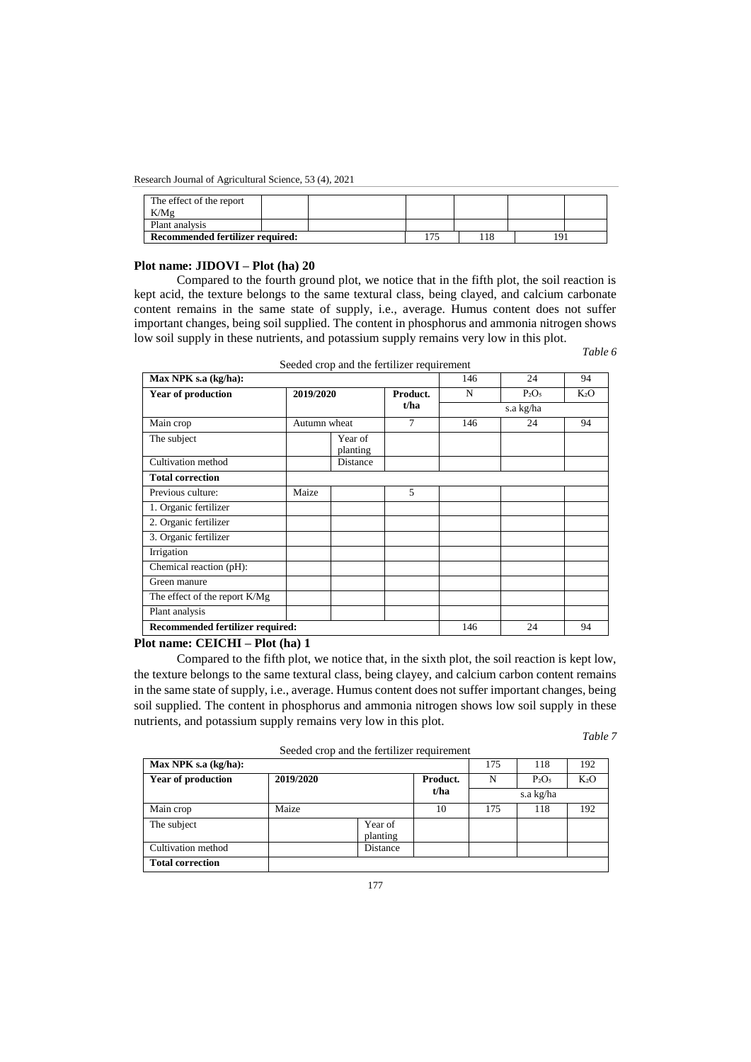| The effect of the report K/Mg | | | | | | |
|---|---|---|---|---|---|---|
| Plant analysis | | | | | | |
| **Recommended fertilizer required:** | | | 175 | 118 | 191 | |

**Plot name: JIDOVI – Plot (ha) 20**

Compared to the fourth ground plot, we notice that in the fifth plot, the soil reaction is kept acid, the texture belongs to the same textural class, being clayed, and calcium carbonate content remains in the same state of supply, i.e., average. Humus content does not suffer important changes, being soil supplied. The content in phosphorus and ammonia nitrogen shows low soil supply in these nutrients, and potassium supply remains very low in this plot.

*Table 6*

Seeded crop and the fertilizer requirement

| **Max NPK s.a (kg/ha):** | | | | 146 | 24 | 94 |
|---|---|---|---|---|---|---|
| **Year of production** | **2019/2020** | | **Product. t/ha** | N | $P_2O_5$ | $K_2O$ |
| | | | | s.a kg/ha | | |
| Main crop | Autumn wheat | | 7 | 146 | 24 | 94 |
| The subject | | Year of planting | | | | |
| Cultivation method | | Distance | | | | |
| **Total correction** | | | | | | |
| Previous culture: | Maize | | 5 | | | |
| 1. Organic fertilizer | | | | | | |
| 2. Organic fertilizer | | | | | | |
| 3. Organic fertilizer | | | | | | |
| Irrigation | | | | | | |
| Chemical reaction (pH): | | | | | | |
| Green manure | | | | | | |
| The effect of the report K/Mg | | | | | | |
| Plant analysis | | | | | | |
| **Recommended fertilizer required:** | | | | 146 | 24 | 94 |

**Plot name: CEICHI – Plot (ha) 1**

Compared to the fifth plot, we notice that, in the sixth plot, the soil reaction is kept low, the texture belongs to the same textural class, being clayey, and calcium carbon content remains in the same state of supply, i.e., average. Humus content does not suffer important changes, being soil supplied. The content in phosphorus and ammonia nitrogen shows low soil supply in these nutrients, and potassium supply remains very low in this plot.

*Table 7*

Seeded crop and the fertilizer requirement

| **Max NPK s.a (kg/ha):** | | | | 175 | 118 | 192 |
|---|---|---|---|---|---|---|
| **Year of production** | **2019/2020** | | **Product. t/ha** | N | $P_2O_5$ | $K_2O$ |
| | | | | s.a kg/ha | | |
| Main crop | Maize | | 10 | 175 | 118 | 192 |
| The subject | | Year of planting | | | | |
| Cultivation method | | Distance | | | | |
| **Total correction** | | | | | | |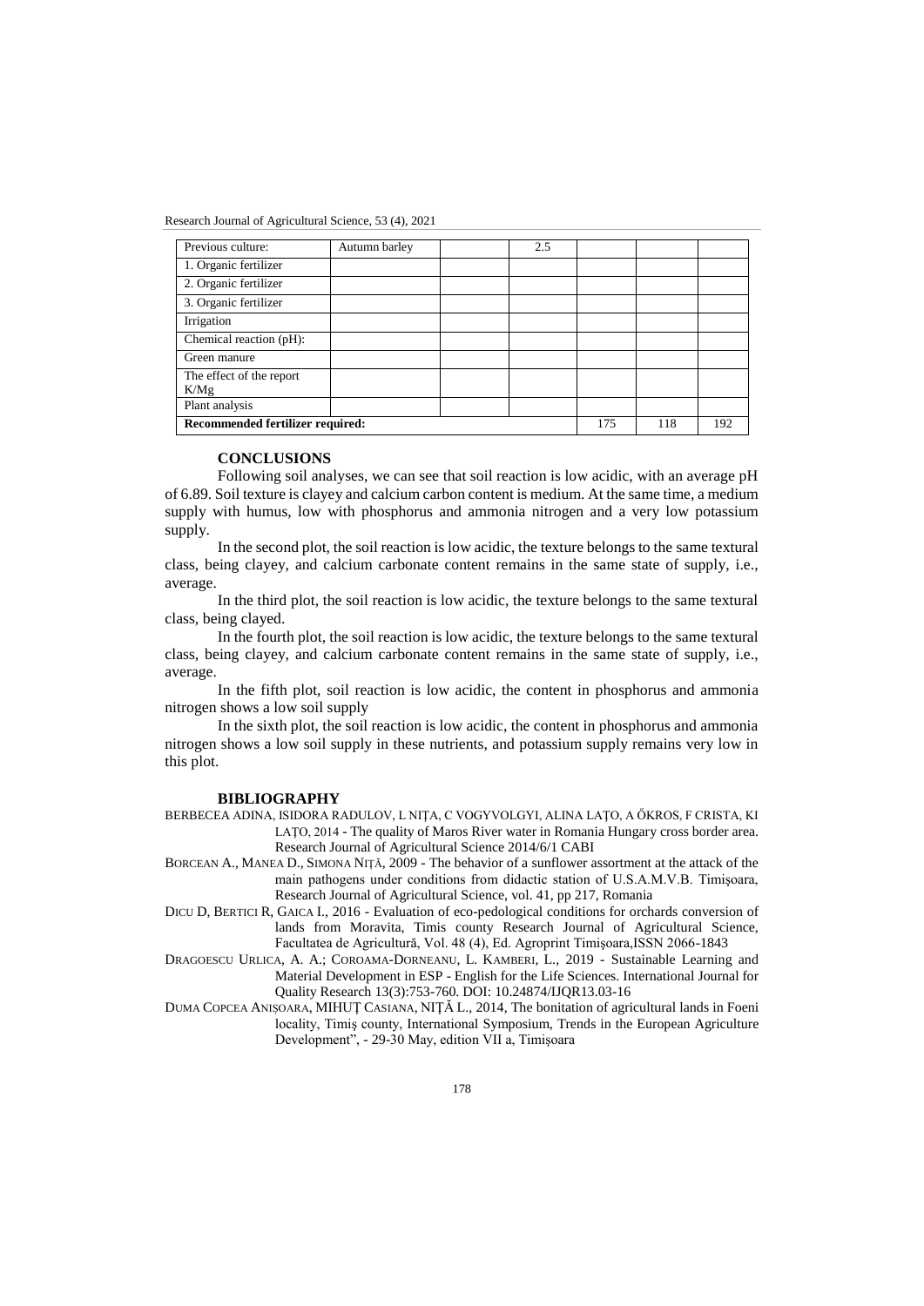| Previous culture: | Autumn barley | | 2.5 | | | |
|---|---|---|---|---|---|---|
| 1. Organic fertilizer | | | | | | |
| 2. Organic fertilizer | | | | | | |
| 3. Organic fertilizer | | | | | | |
| Irrigation | | | | | | |
| Chemical reaction (pH): | | | | | | |
| Green manure | | | | | | |
| The effect of the report K/Mg | | | | | | |
| Plant analysis | | | | | | |
| **Recommended fertilizer required:** | | | | 175 | 118 | 192 |

## CONCLUSIONS

Following soil analyses, we can see that soil reaction is low acidic, with an average pH of 6.89. Soil texture is clayey and calcium carbon content is medium. At the same time, a medium supply with humus, low with phosphorus and ammonia nitrogen and a very low potassium supply.

In the second plot, the soil reaction is low acidic, the texture belongs to the same textural class, being clayey, and calcium carbonate content remains in the same state of supply, i.e., average.

In the third plot, the soil reaction is low acidic, the texture belongs to the same textural class, being clayed.

In the fourth plot, the soil reaction is low acidic, the texture belongs to the same textural class, being clayey, and calcium carbonate content remains in the same state of supply, i.e., average.

In the fifth plot, soil reaction is low acidic, the content in phosphorus and ammonia nitrogen shows a low soil supply

In the sixth plot, the soil reaction is low acidic, the content in phosphorus and ammonia nitrogen shows a low soil supply in these nutrients, and potassium supply remains very low in this plot.

## BIBLIOGRAPHY

BERBECEA ADINA, ISIDORA RADULOV, L NIȚA, C VOGYVOLGYI, ALINA LAȚO, A ŐKROS, F CRISTA, KI LAȚO, 2014 - The quality of Maros River water in Romania Hungary cross border area. Research Journal of Agricultural Science 2014/6/1 CABI

BORCEAN A., MANEA D., SIMONA NIȚĂ, 2009 - The behavior of a sunflower assortment at the attack of the main pathogens under conditions from didactic station of U.S.A.M.V.B. Timişoara, Research Journal of Agricultural Science, vol. 41, pp 217, Romania

DICU D, BERTICI R, GAICA I., 2016 - Evaluation of eco-pedological conditions for orchards conversion of lands from Moravita, Timis county Research Journal of Agricultural Science, Facultatea de Agricultură, Vol. 48 (4), Ed. Agroprint Timişoara,ISSN 2066-1843

DRAGOESCU URLICA, A. A.; COROAMA-DORNEANU, L. KAMBERI, L., 2019 - Sustainable Learning and Material Development in ESP - English for the Life Sciences. International Journal for Quality Research 13(3):753-760. DOI: 10.24874/IJQR13.03-16

DUMA COPCEA ANIȘOARA, MIHUȚ CASIANA, NIȚĂ L., 2014, The bonitation of agricultural lands in Foeni locality, Timiş county, International Symposium, Trends in the European Agriculture Development", - 29-30 May, edition VII a, Timișoara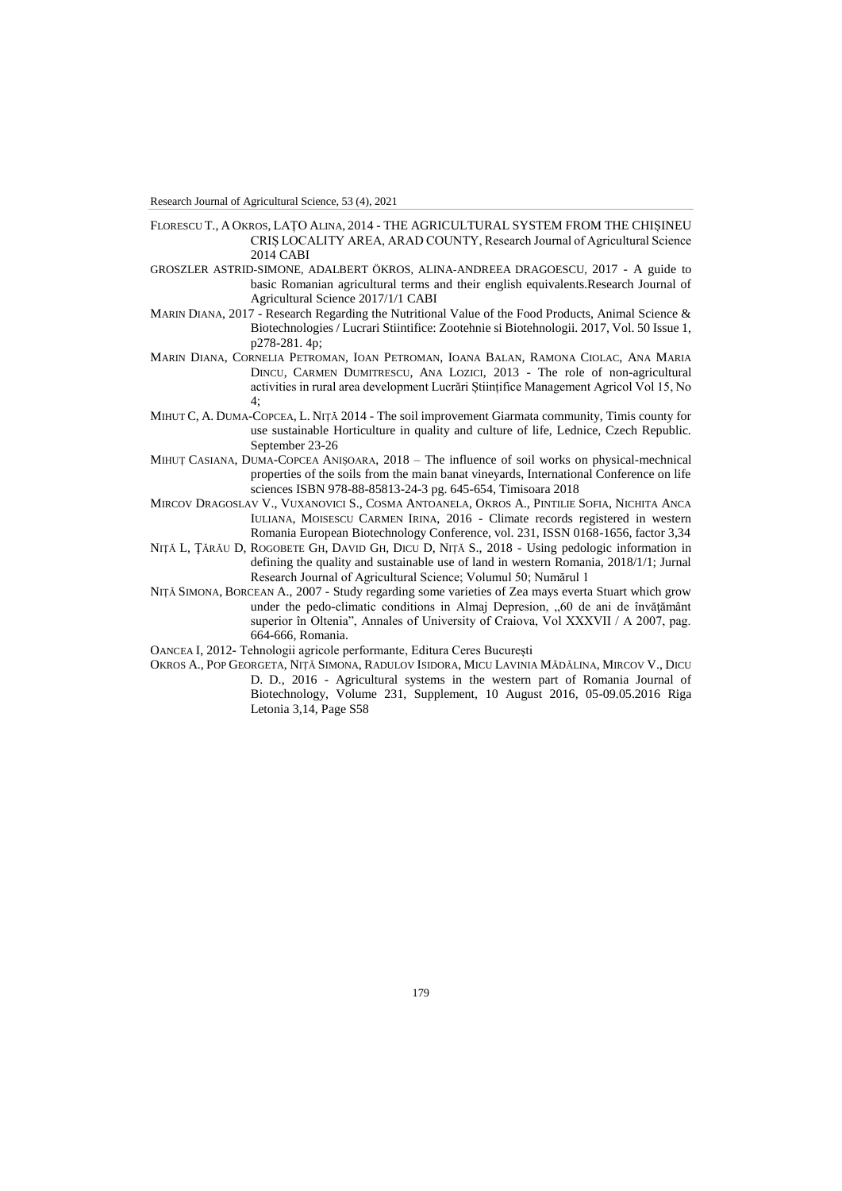FLORESCU T., A OKROS, LAȚO ALINA, 2014 - THE AGRICULTURAL SYSTEM FROM THE CHIȘINEU CRIȘ LOCALITY AREA, ARAD COUNTY, Research Journal of Agricultural Science 2014 CABI

GROSZLER ASTRID-SIMONE, ADALBERT ÖKROS, ALINA-ANDREEA DRAGOESCU, 2017 - A guide to basic Romanian agricultural terms and their english equivalents.Research Journal of Agricultural Science 2017/1/1 CABI

MARIN DIANA, 2017 - Research Regarding the Nutritional Value of the Food Products, Animal Science & Biotechnologies / Lucrari Stiintifice: Zootehnie si Biotehnologii. 2017, Vol. 50 Issue 1, p278-281. 4p;

MARIN DIANA, CORNELIA PETROMAN, IOAN PETROMAN, IOANA BALAN, RAMONA CIOLAC, ANA MARIA DINCU, CARMEN DUMITRESCU, ANA LOZICI, 2013 - The role of non-agricultural activities in rural area development Lucrări Științifice Management Agricol Vol 15, No 4;

MIHUT C, A. DUMA-COPCEA, L. NIȚĂ 2014 - The soil improvement Giarmata community, Timis county for use sustainable Horticulture in quality and culture of life, Lednice, Czech Republic. September 23-26

MIHUȚ CASIANA, DUMA-COPCEA ANIȘOARA, 2018 – The influence of soil works on physical-mechnical properties of the soils from the main banat vineyards, International Conference on life sciences ISBN 978-88-85813-24-3 pg. 645-654, Timisoara 2018

MIRCOV DRAGOSLAV V., VUXANOVICI S., COSMA ANTOANELA, OKROS A., PINTILIE SOFIA, NICHITA ANCA IULIANA, MOISESCU CARMEN IRINA, 2016 - Climate records registered in western Romania European Biotechnology Conference, vol. 231, ISSN 0168-1656, factor 3,34

NIȚĂ L, ȚĂRĂU D, ROGOBETE GH, DAVID GH, DICU D, NIȚĂ S., 2018 - Using pedologic information in defining the quality and sustainable use of land in western Romania, 2018/1/1; Jurnal Research Journal of Agricultural Science; Volumul 50; Numărul 1

NIȚĂ SIMONA, BORCEAN A., 2007 - Study regarding some varieties of Zea mays everta Stuart which grow under the pedo-climatic conditions in Almaj Depresion, „60 de ani de învățământ superior în Oltenia", Annales of University of Craiova, Vol XXXVII / A 2007, pag. 664-666, Romania.

OANCEA I, 2012- Tehnologii agricole performante, Editura Ceres București

OKROS A., POP GEORGETA, NIȚĂ SIMONA, RADULOV ISIDORA, MICU LAVINIA MĂDĂLINA, MIRCOV V., DICU D. D., 2016 - Agricultural systems in the western part of Romania Journal of Biotechnology, Volume 231, Supplement, 10 August 2016, 05-09.05.2016 Riga Letonia 3,14, Page S58